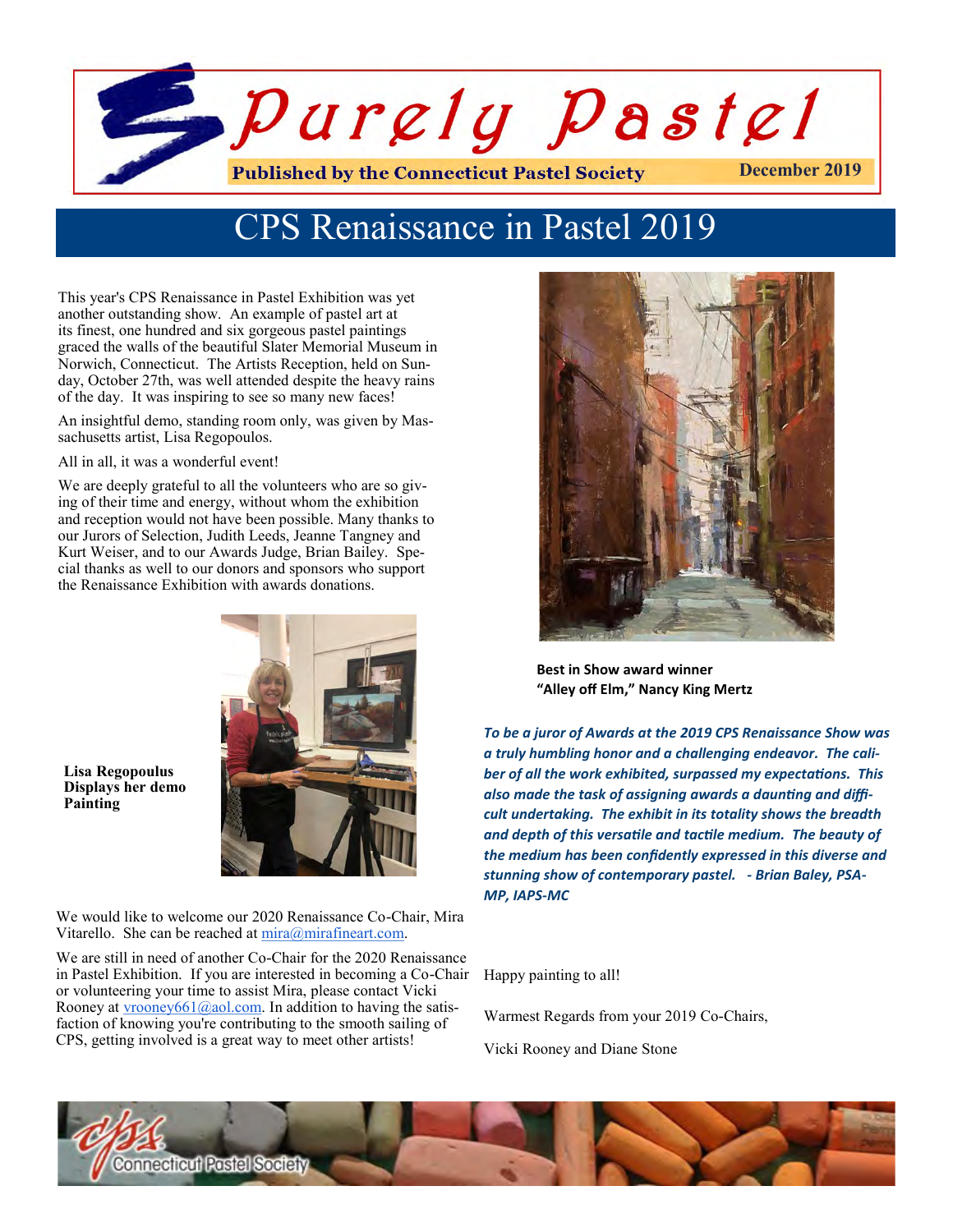# Purely Pastel

**Published by the Connecticut Pastel Society** — **December 2019**

## CPS Renaissance in Pastel 2019

This year's CPS Renaissance in Pastel Exhibition was yet another outstanding show. An example of pastel art at its finest, one hundred and six gorgeous pastel paintings graced the walls of the beautiful Slater Memorial Museum in Norwich, Connecticut. The Artists Reception, held on Sunday, October 27th, was well attended despite the heavy rains of the day. It was inspiring to see so many new faces!

An insightful demo, standing room only, was given by Massachusetts artist, Lisa Regopoulos.

All in all, it was a wonderful event!

We are deeply grateful to all the volunteers who are so giving of their time and energy, without whom the exhibition and reception would not have been possible. Many thanks to our Jurors of Selection, Judith Leeds, Jeanne Tangney and Kurt Weiser, and to our Awards Judge, Brian Bailey. Special thanks as well to our donors and sponsors who support the Renaissance Exhibition with awards donations.

**Lisa Regopoulus Displays her demo Painting**

**Best in Show award winner "Alley off Elm," Nancy King Mertz**

***To be a juror of Awards at the 2019 CPS Renaissance Show was a truly humbling honor and a challenging endeavor. The caliber of all the work exhibited, surpassed my expectations. This also made the task of assigning awards a daunting and difficult undertaking. The exhibit in its totality shows the breadth and depth of this versatile and tactile medium. The beauty of the medium has been confidently expressed in this diverse and stunning show of contemporary pastel. - Brian Baley, PSA-MP, IAPS-MC***

We would like to welcome our 2020 Renaissance Co-Chair, Mira Vitarello. She can be reached at mira@mirafineart.com.

We are still in need of another Co-Chair for the 2020 Renaissance in Pastel Exhibition. If you are interested in becoming a Co-Chair or volunteering your time to assist Mira, please contact Vicki Rooney at vrooney661@aol.com. In addition to having the satisfaction of knowing you're contributing to the smooth sailing of CPS, getting involved is a great way to meet other artists!

Happy painting to all!

Warmest Regards from your 2019 Co-Chairs,

Vicki Rooney and Diane Stone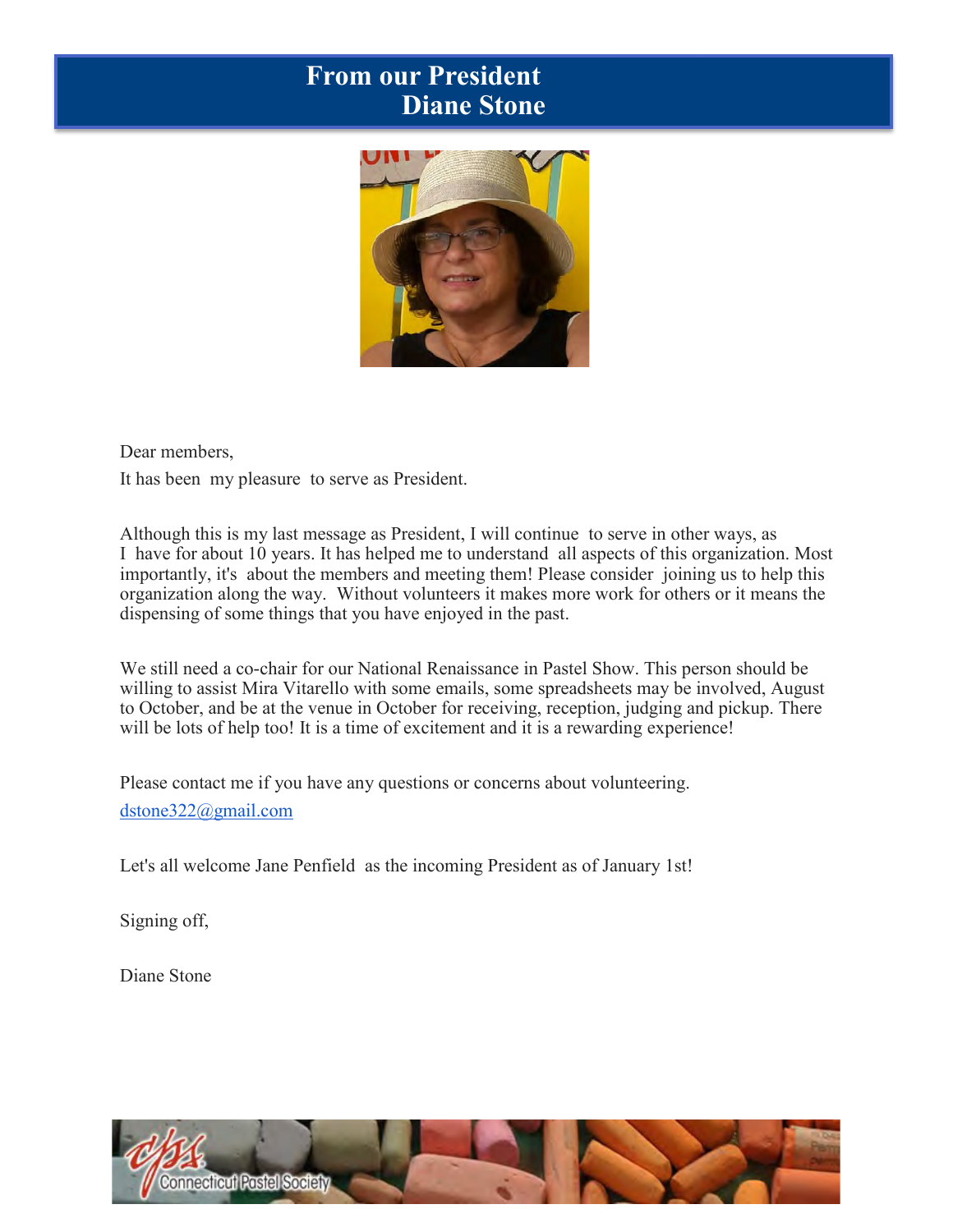# From our President Diane Stone

Dear members,

It has been my pleasure to serve as President.

Although this is my last message as President, I will continue to serve in other ways, as I have for about 10 years. It has helped me to understand all aspects of this organization. Most importantly, it's about the members and meeting them! Please consider joining us to help this organization along the way. Without volunteers it makes more work for others or it means the dispensing of some things that you have enjoyed in the past.

We still need a co-chair for our National Renaissance in Pastel Show. This person should be willing to assist Mira Vitarello with some emails, some spreadsheets may be involved, August to October, and be at the venue in October for receiving, reception, judging and pickup. There will be lots of help too! It is a time of excitement and it is a rewarding experience!

Please contact me if you have any questions or concerns about volunteering.

dstone322@gmail.com

Let's all welcome Jane Penfield as the incoming President as of January 1st!

Signing off,

Diane Stone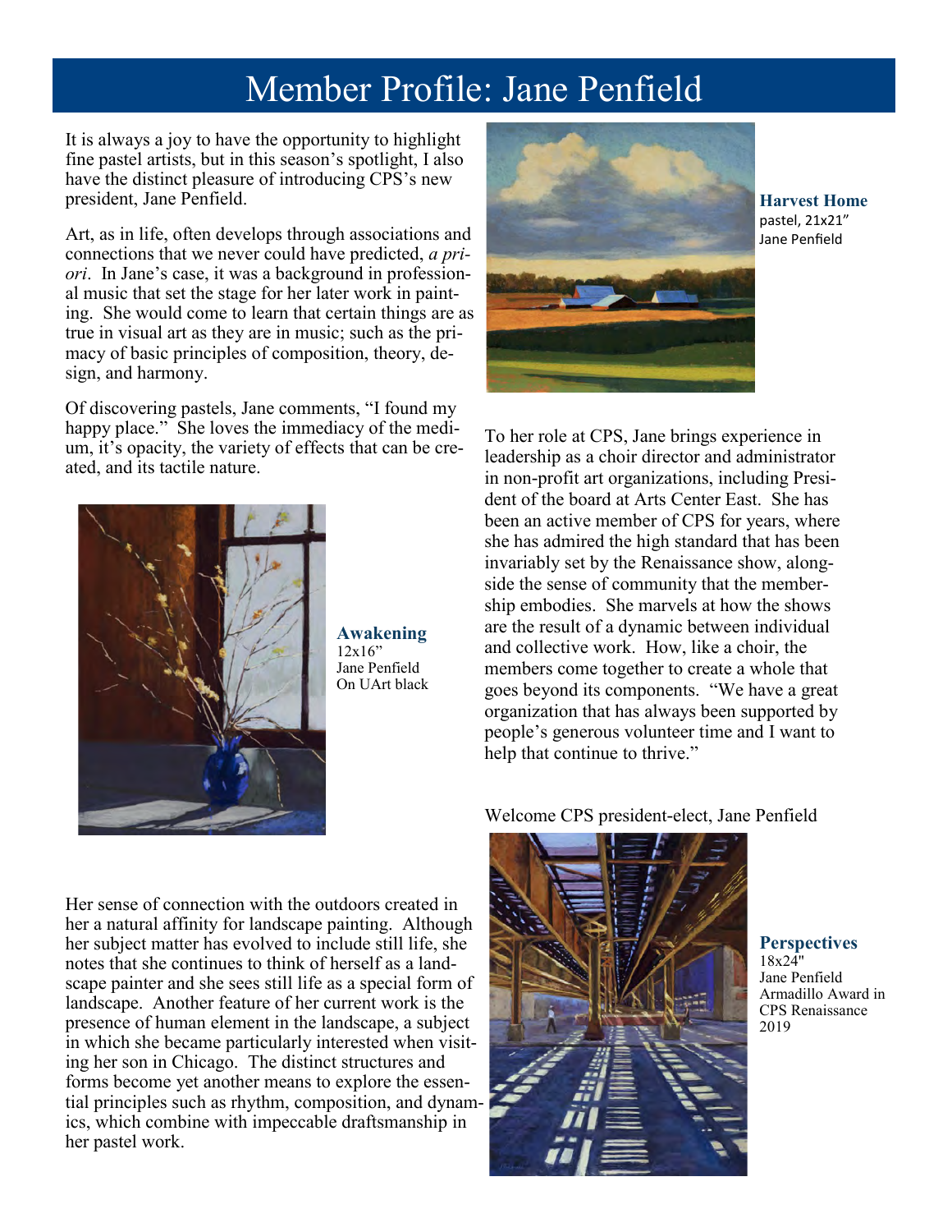# Member Profile: Jane Penfield

It is always a joy to have the opportunity to highlight fine pastel artists, but in this season's spotlight, I also have the distinct pleasure of introducing CPS's new president, Jane Penfield.

Art, as in life, often develops through associations and connections that we never could have predicted, *a priori*. In Jane's case, it was a background in professional music that set the stage for her later work in painting. She would come to learn that certain things are as true in visual art as they are in music; such as the primacy of basic principles of composition, theory, design, and harmony.

Of discovering pastels, Jane comments, "I found my happy place." She loves the immediacy of the medium, it's opacity, the variety of effects that can be created, and its tactile nature.

**Harvest Home**
pastel, 21x21"
Jane Penfield

**Awakening**
12x16"
Jane Penfield
On UArt black

To her role at CPS, Jane brings experience in leadership as a choir director and administrator in non-profit art organizations, including President of the board at Arts Center East. She has been an active member of CPS for years, where she has admired the high standard that has been invariably set by the Renaissance show, alongside the sense of community that the membership embodies. She marvels at how the shows are the result of a dynamic between individual and collective work. How, like a choir, the members come together to create a whole that goes beyond its components. "We have a great organization that has always been supported by people's generous volunteer time and I want to help that continue to thrive."

Welcome CPS president-elect, Jane Penfield

Her sense of connection with the outdoors created in her a natural affinity for landscape painting. Although her subject matter has evolved to include still life, she notes that she continues to think of herself as a landscape painter and she sees still life as a special form of landscape. Another feature of her current work is the presence of human element in the landscape, a subject in which she became particularly interested when visiting her son in Chicago. The distinct structures and forms become yet another means to explore the essential principles such as rhythm, composition, and dynamics, which combine with impeccable draftsmanship in her pastel work.

**Perspectives**
18x24"
Jane Penfield
Armadillo Award in CPS Renaissance 2019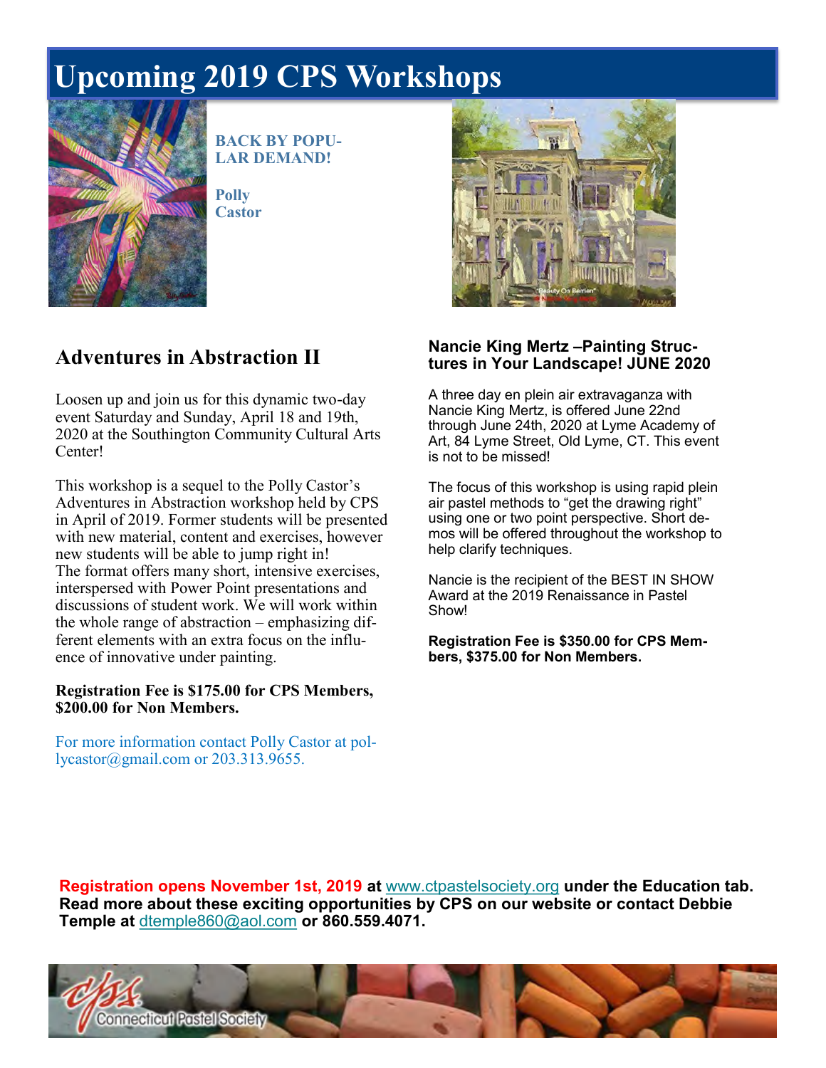# Upcoming 2019 CPS Workshops

**BACK BY POPULAR DEMAND!**

**Polly Castor**

## Adventures in Abstraction II

Loosen up and join us for this dynamic two-day event Saturday and Sunday, April 18 and 19th, 2020 at the Southington Community Cultural Arts Center!

This workshop is a sequel to the Polly Castor's Adventures in Abstraction workshop held by CPS in April of 2019. Former students will be presented with new material, content and exercises, however new students will be able to jump right in! The format offers many short, intensive exercises, interspersed with Power Point presentations and discussions of student work. We will work within the whole range of abstraction – emphasizing different elements with an extra focus on the influence of innovative under painting.

**Registration Fee is $175.00 for CPS Members, $200.00 for Non Members.**

For more information contact Polly Castor at pollycastor@gmail.com or 203.313.9655.

### Nancie King Mertz –Painting Structures in Your Landscape! JUNE 2020

A three day en plein air extravaganza with Nancie King Mertz, is offered June 22nd through June 24th, 2020 at Lyme Academy of Art, 84 Lyme Street, Old Lyme, CT. This event is not to be missed!

The focus of this workshop is using rapid plein air pastel methods to "get the drawing right" using one or two point perspective. Short demos will be offered throughout the workshop to help clarify techniques.

Nancie is the recipient of the BEST IN SHOW Award at the 2019 Renaissance in Pastel Show!

**Registration Fee is $350.00 for CPS Members, $375.00 for Non Members.**

**Registration opens November 1st, 2019 at [www.ctpastelsociety.org](http://www.ctpastelsociety.org) under the Education tab. Read more about these exciting opportunities by CPS on our website or contact Debbie Temple at [dtemple860@aol.com](mailto:dtemple860@aol.com) or 860.559.4071.**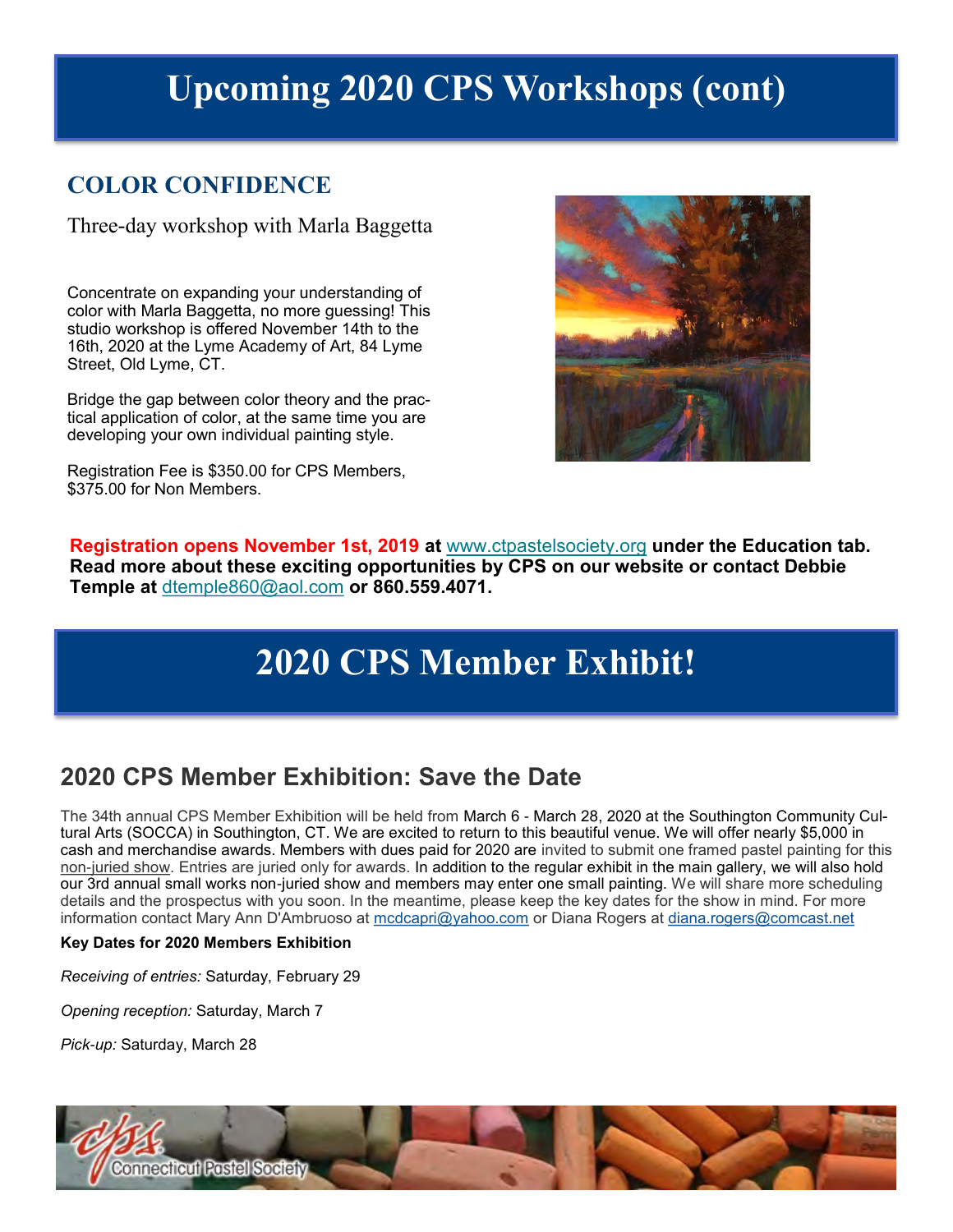# Upcoming 2020 CPS Workshops (cont)

## COLOR CONFIDENCE

Three-day workshop with Marla Baggetta

Concentrate on expanding your understanding of color with Marla Baggetta, no more guessing! This studio workshop is offered November 14th to the 16th, 2020 at the Lyme Academy of Art, 84 Lyme Street, Old Lyme, CT.

Bridge the gap between color theory and the practical application of color, at the same time you are developing your own individual painting style.

Registration Fee is $350.00 for CPS Members, $375.00 for Non Members.

**Registration opens November 1st, 2019 at www.ctpastelsociety.org under the Education tab. Read more about these exciting opportunities by CPS on our website or contact Debbie Temple at dtemple860@aol.com or 860.559.4071.**

# 2020 CPS Member Exhibit!

## 2020 CPS Member Exhibition: Save the Date

The 34th annual CPS Member Exhibition will be held from March 6 - March 28, 2020 at the Southington Community Cultural Arts (SOCCA) in Southington, CT. We are excited to return to this beautiful venue. We will offer nearly $5,000 in cash and merchandise awards. Members with dues paid for 2020 are invited to submit one framed pastel painting for this non-juried show. Entries are juried only for awards. In addition to the regular exhibit in the main gallery, we will also hold our 3rd annual small works non-juried show and members may enter one small painting. We will share more scheduling details and the prospectus with you soon. In the meantime, please keep the key dates for the show in mind. For more information contact Mary Ann D'Ambruoso at mcdcapri@yahoo.com or Diana Rogers at diana.rogers@comcast.net

**Key Dates for 2020 Members Exhibition**

*Receiving of entries:* Saturday, February 29

*Opening reception:* Saturday, March 7

*Pick-up:* Saturday, March 28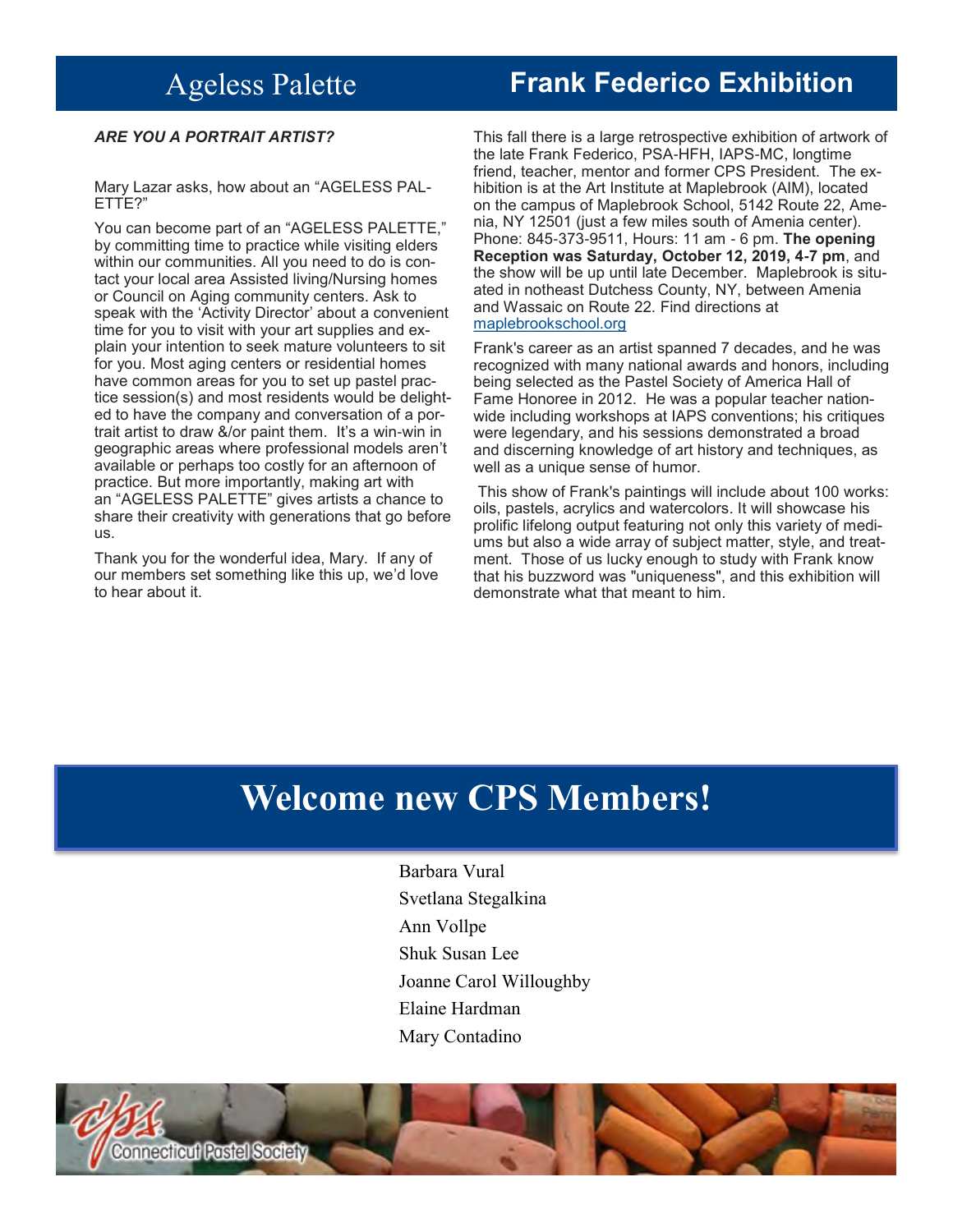## Ageless Palette

***ARE YOU A PORTRAIT ARTIST?***

Mary Lazar asks, how about an "AGELESS PALETTE?"

You can become part of an "AGELESS PALETTE," by committing time to practice while visiting elders within our communities. All you need to do is contact your local area Assisted living/Nursing homes or Council on Aging community centers. Ask to speak with the 'Activity Director' about a convenient time for you to visit with your art supplies and explain your intention to seek mature volunteers to sit for you. Most aging centers or residential homes have common areas for you to set up pastel practice session(s) and most residents would be delighted to have the company and conversation of a portrait artist to draw &/or paint them. It's a win-win in geographic areas where professional models aren't available or perhaps too costly for an afternoon of practice. But more importantly, making art with an "AGELESS PALETTE" gives artists a chance to share their creativity with generations that go before us.

Thank you for the wonderful idea, Mary. If any of our members set something like this up, we'd love to hear about it.

## Frank Federico Exhibition

This fall there is a large retrospective exhibition of artwork of the late Frank Federico, PSA-HFH, IAPS-MC, longtime friend, teacher, mentor and former CPS President. The exhibition is at the Art Institute at Maplebrook (AIM), located on the campus of Maplebrook School, 5142 Route 22, Amenia, NY 12501 (just a few miles south of Amenia center). Phone: 845-373-9511, Hours: 11 am - 6 pm. **The opening Reception was Saturday, October 12, 2019, 4-7 pm**, and the show will be up until late December. Maplebrook is situated in notheast Dutchess County, NY, between Amenia and Wassaic on Route 22. Find directions at maplebrookschool.org

Frank's career as an artist spanned 7 decades, and he was recognized with many national awards and honors, including being selected as the Pastel Society of America Hall of Fame Honoree in 2012. He was a popular teacher nationwide including workshops at IAPS conventions; his critiques were legendary, and his sessions demonstrated a broad and discerning knowledge of art history and techniques, as well as a unique sense of humor.

This show of Frank's paintings will include about 100 works: oils, pastels, acrylics and watercolors. It will showcase his prolific lifelong output featuring not only this variety of mediums but also a wide array of subject matter, style, and treatment. Those of us lucky enough to study with Frank know that his buzzword was "uniqueness", and this exhibition will demonstrate what that meant to him.

# Welcome new CPS Members!

Barbara Vural

Svetlana Stegalkina

Ann Vollpe

Shuk Susan Lee

Joanne Carol Willoughby

Elaine Hardman

Mary Contadino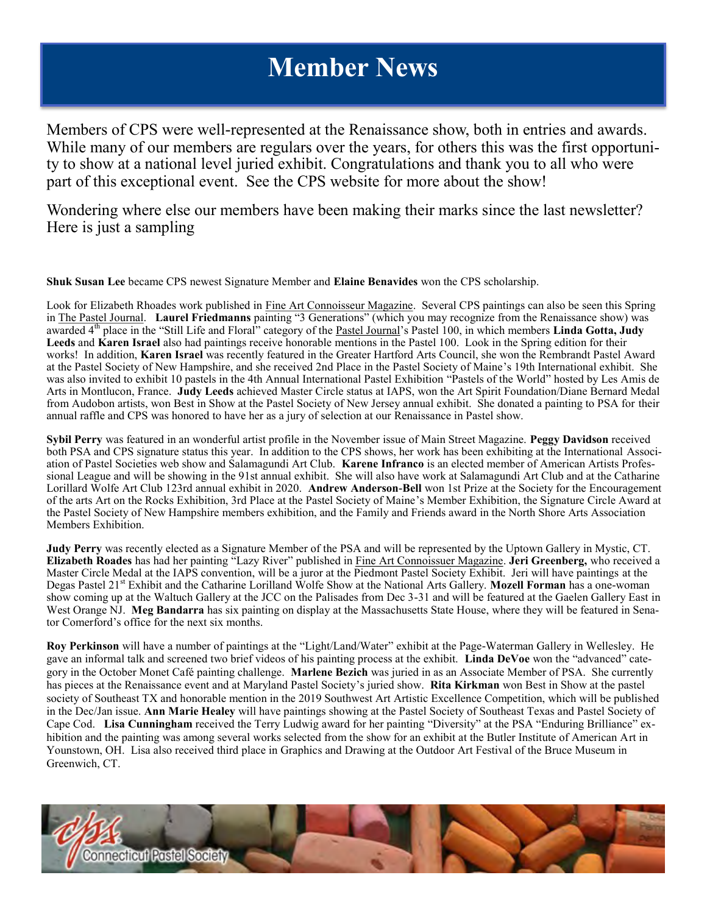# Member News

Members of CPS were well-represented at the Renaissance show, both in entries and awards. While many of our members are regulars over the years, for others this was the first opportunity to show at a national level juried exhibit. Congratulations and thank you to all who were part of this exceptional event. See the CPS website for more about the show!

Wondering where else our members have been making their marks since the last newsletter? Here is just a sampling

**Shuk Susan Lee** became CPS newest Signature Member and **Elaine Benavides** won the CPS scholarship.

Look for Elizabeth Rhoades work published in Fine Art Connoisseur Magazine. Several CPS paintings can also be seen this Spring in The Pastel Journal. **Laurel Friedmanns** painting "3 Generations" (which you may recognize from the Renaissance show) was awarded 4th place in the "Still Life and Floral" category of the Pastel Journal's Pastel 100, in which members **Linda Gotta, Judy Leeds** and **Karen Israel** also had paintings receive honorable mentions in the Pastel 100. Look in the Spring edition for their works! In addition, **Karen Israel** was recently featured in the Greater Hartford Arts Council, she won the Rembrandt Pastel Award at the Pastel Society of New Hampshire, and she received 2nd Place in the Pastel Society of Maine's 19th International exhibit. She was also invited to exhibit 10 pastels in the 4th Annual International Pastel Exhibition "Pastels of the World" hosted by Les Amis de Arts in Montlucon, France. **Judy Leeds** achieved Master Circle status at IAPS, won the Art Spirit Foundation/Diane Bernard Medal from Audobon artists, won Best in Show at the Pastel Society of New Jersey annual exhibit. She donated a painting to PSA for their annual raffle and CPS was honored to have her as a jury of selection at our Renaissance in Pastel show.

**Sybil Perry** was featured in an wonderful artist profile in the November issue of Main Street Magazine. **Peggy Davidson** received both PSA and CPS signature status this year. In addition to the CPS shows, her work has been exhibiting at the International Association of Pastel Societies web show and Salamagundi Art Club. **Karene Infranco** is an elected member of American Artists Professional League and will be showing in the 91st annual exhibit. She will also have work at Salamagundi Art Club and at the Catharine Lorillard Wolfe Art Club 123rd annual exhibit in 2020. **Andrew Anderson-Bell** won 1st Prize at the Society for the Encouragement of the arts Art on the Rocks Exhibition, 3rd Place at the Pastel Society of Maine's Member Exhibition, the Signature Circle Award at the Pastel Society of New Hampshire members exhibition, and the Family and Friends award in the North Shore Arts Association Members Exhibition.

**Judy Perry** was recently elected as a Signature Member of the PSA and will be represented by the Uptown Gallery in Mystic, CT. **Elizabeth Roades** has had her painting "Lazy River" published in Fine Art Connoissuer Magazine. **Jeri Greenberg,** who received a Master Circle Medal at the IAPS convention, will be a juror at the Piedmont Pastel Society Exhibit. Jeri will have paintings at the Degas Pastel 21st Exhibit and the Catharine Lorillard Wolfe Show at the National Arts Gallery. **Mozell Forman** has a one-woman show coming up at the Waltuch Gallery at the JCC on the Palisades from Dec 3-31 and will be featured at the Gaelen Gallery East in West Orange NJ. **Meg Bandarra** has six painting on display at the Massachusetts State House, where they will be featured in Senator Comerford's office for the next six months.

**Roy Perkinson** will have a number of paintings at the "Light/Land/Water" exhibit at the Page-Waterman Gallery in Wellesley. He gave an informal talk and screened two brief videos of his painting process at the exhibit. **Linda DeVoe** won the "advanced" category in the October Monet Café painting challenge. **Marlene Bezich** was juried in as an Associate Member of PSA. She currently has pieces at the Renaissance event and at Maryland Pastel Society's juried show. **Rita Kirkman** won Best in Show at the pastel society of Southeast TX and honorable mention in the 2019 Southwest Art Artistic Excellence Competition, which will be published in the Dec/Jan issue. **Ann Marie Healey** will have paintings showing at the Pastel Society of Southeast Texas and Pastel Society of Cape Cod. **Lisa Cunningham** received the Terry Ludwig award for her painting "Diversity" at the PSA "Enduring Brilliance" exhibition and the painting was among several works selected from the show for an exhibit at the Butler Institute of American Art in Younstown, OH. Lisa also received third place in Graphics and Drawing at the Outdoor Art Festival of the Bruce Museum in Greenwich, CT.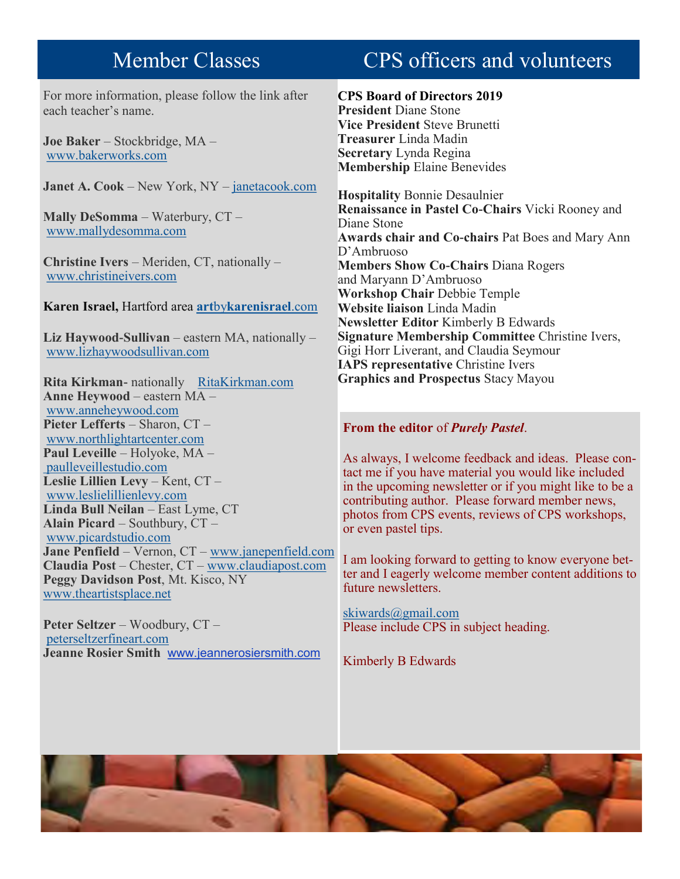## Member Classes

For more information, please follow the link after each teacher's name.

**Joe Baker** – Stockbridge, MA – www.bakerworks.com

**Janet A. Cook** – New York, NY – janetacook.com

**Mally DeSomma** – Waterbury, CT – www.mallydesomma.com

**Christine Ivers** – Meriden, CT, nationally – www.christineivers.com

**Karen Israel,** Hartford area **art**by**karenisrael**.com

**Liz Haywood-Sullivan** – eastern MA, nationally – www.lizhaywoodsullivan.com

**Rita Kirkman-** nationally RitaKirkman.com
**Anne Heywood** – eastern MA – www.anneheywood.com
**Pieter Lefferts** – Sharon, CT – www.northlightartcenter.com
**Paul Leveille** – Holyoke, MA – paulleveillestudio.com
**Leslie Lillien Levy** – Kent, CT – www.leslielillienlevy.com
**Linda Bull Neilan** – East Lyme, CT
**Alain Picard** – Southbury, CT – www.picardstudio.com
**Jane Penfield** – Vernon, CT – www.janepenfield.com
**Claudia Post** – Chester, CT – www.claudiapost.com
**Peggy Davidson Post**, Mt. Kisco, NY www.theartistsplace.net

**Peter Seltzer** – Woodbury, CT – peterseltzerfineart.com
**Jeanne Rosier Smith** www.jeannerosiersmith.com

## CPS officers and volunteers

**CPS Board of Directors 2019**
**President** Diane Stone
**Vice President** Steve Brunetti
**Treasurer** Linda Madin
**Secretary** Lynda Regina
**Membership** Elaine Benevides

**Hospitality** Bonnie Desaulnier
**Renaissance in Pastel Co-Chairs** Vicki Rooney and Diane Stone
**Awards chair and Co-chairs** Pat Boes and Mary Ann D'Ambruoso
**Members Show Co-Chairs** Diana Rogers and Maryann D'Ambruoso
**Workshop Chair** Debbie Temple
**Website liaison** Linda Madin
**Newsletter Editor** Kimberly B Edwards
**Signature Membership Committee** Christine Ivers, Gigi Horr Liverant, and Claudia Seymour
**IAPS representative** Christine Ivers
**Graphics and Prospectus** Stacy Mayou

**From the editor** of ***Purely Pastel***.

As always, I welcome feedback and ideas. Please contact me if you have material you would like included in the upcoming newsletter or if you might like to be a contributing author. Please forward member news, photos from CPS events, reviews of CPS workshops, or even pastel tips.

I am looking forward to getting to know everyone better and I eagerly welcome member content additions to future newsletters.

skiwards@gmail.com
Please include CPS in subject heading.

Kimberly B Edwards